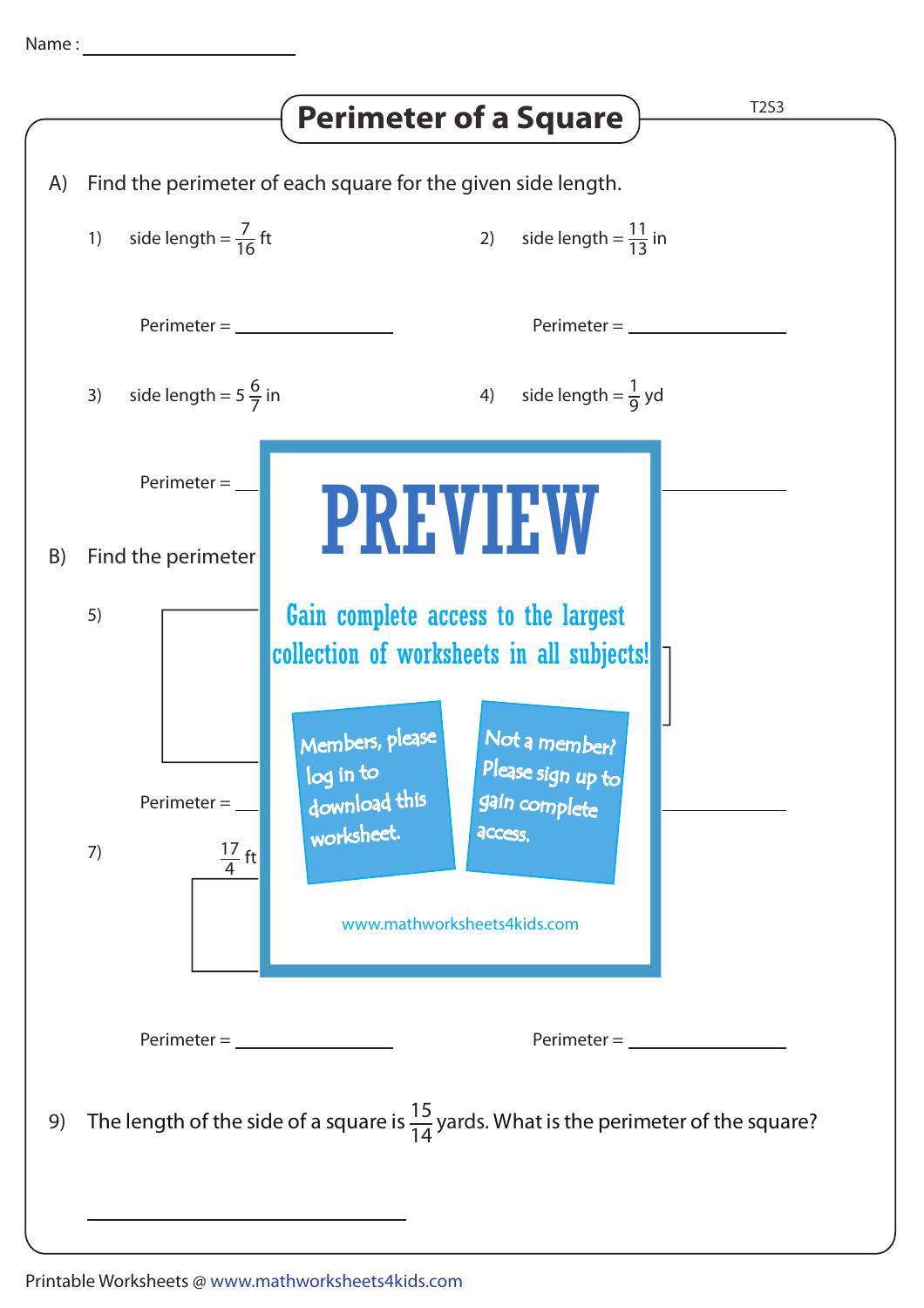Name : ____________________

# Perimeter of a Square

T2S3

A) Find the perimeter of each square for the given side length.

1) side length = $\frac{7}{16}$ ft

Perimeter = ____________

2) side length = $\frac{11}{13}$ in

Perimeter = ____________

3) side length = $5\frac{6}{7}$ in

Perimeter = ____________

4) side length = $\frac{1}{9}$ yd

Perimeter = ____________

B) Find the perimeter

5)

Perimeter = ____________

Perimeter = ____________

7) $\frac{17}{4}$ ft

Perimeter = ____________

Perimeter = ____________

**PREVIEW**

Gain complete access to the largest collection of worksheets in all subjects!

Members, please log in to download this worksheet.

Not a member? Please sign up to gain complete access.

www.mathworksheets4kids.com

9) The length of the side of a square is $\frac{15}{14}$ yards. What is the perimeter of the square?

____________________

Printable Worksheets @ www.mathworksheets4kids.com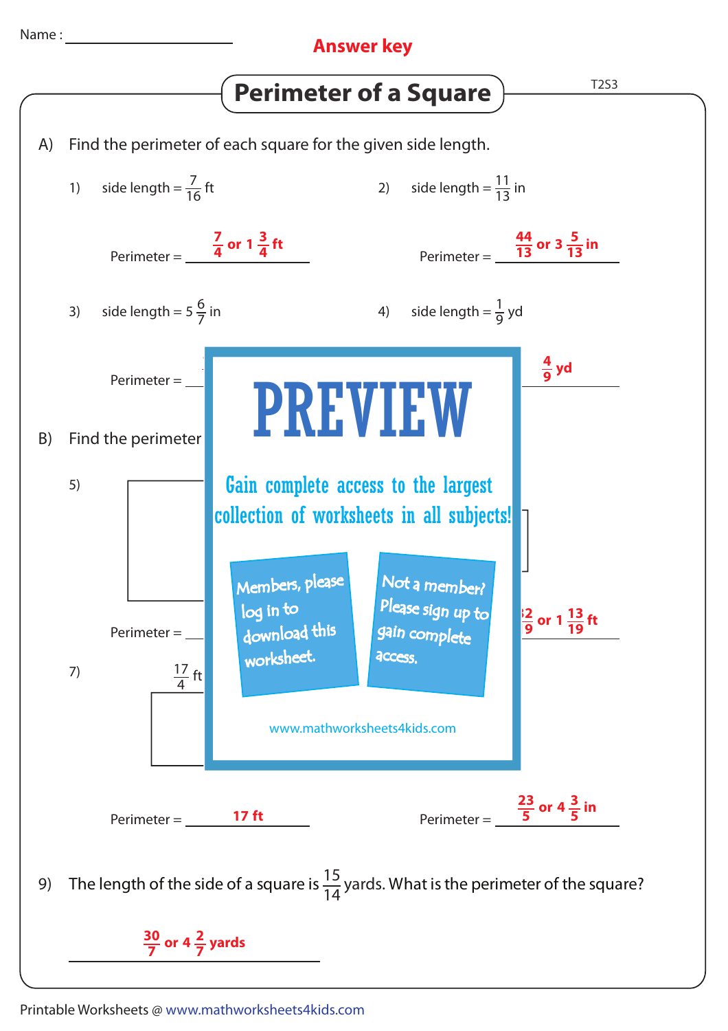Name : ____________________

**Answer key**

# Perimeter of a Square

T2S3

A) Find the perimeter of each square for the given side length.

1) side length = $\frac{7}{16}$ ft

Perimeter = $\frac{7}{4}$ or $1\frac{3}{4}$ ft

2) side length = $\frac{11}{13}$ in

Perimeter = $\frac{44}{13}$ or $3\frac{5}{13}$ in

3) side length = $5\frac{6}{7}$ in

Perimeter = ____

4) side length = $\frac{1}{9}$ yd

Perimeter = $\frac{4}{9}$ yd

B) Find the perimeter

5)

Perimeter = ____

6)

Perimeter = $\frac{32}{19}$ or $1\frac{13}{19}$ ft

7) $\frac{17}{4}$ ft

Perimeter = 17 ft

8)

Perimeter = $\frac{23}{5}$ or $4\frac{3}{5}$ in

PREVIEW

Gain complete access to the largest collection of worksheets in all subjects!

Members, please log in to download this worksheet.

Not a member? Please sign up to gain complete access.

www.mathworksheets4kids.com

9) The length of the side of a square is $\frac{15}{14}$ yards. What is the perimeter of the square?

$\frac{30}{7}$ or $4\frac{2}{7}$ yards

Printable Worksheets @ www.mathworksheets4kids.com